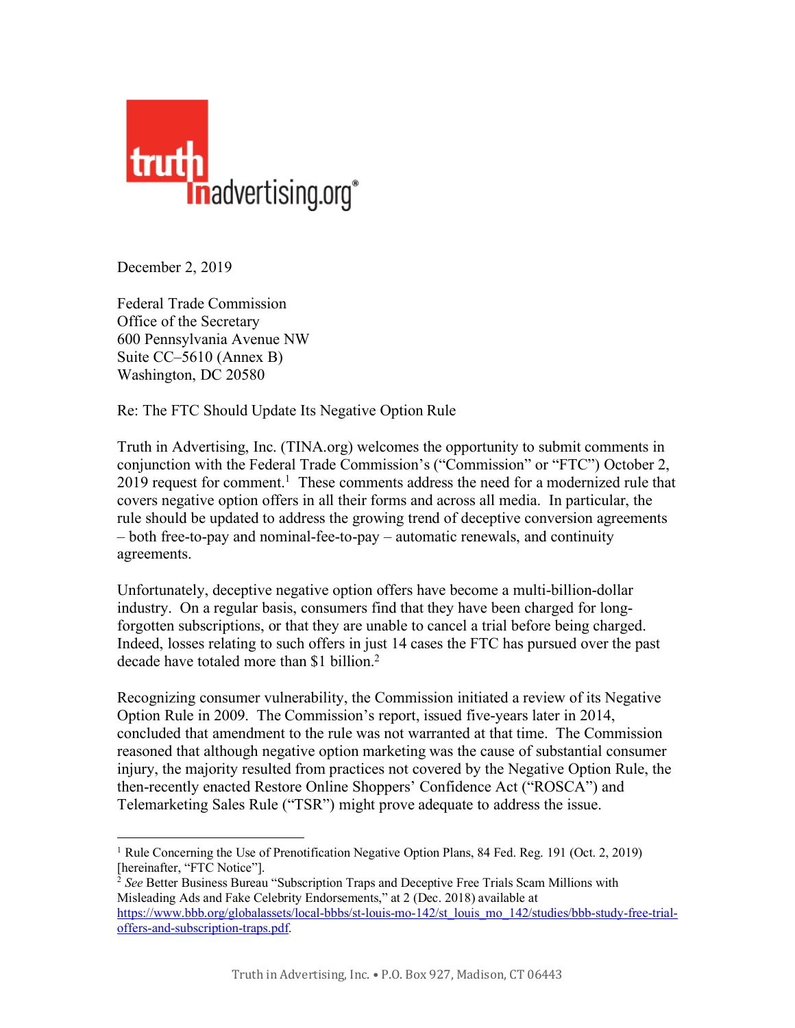truth in advertising.org®

December 2, 2019

Federal Trade Commission
Office of the Secretary
600 Pennsylvania Avenue NW
Suite CC–5610 (Annex B)
Washington, DC 20580

Re: The FTC Should Update Its Negative Option Rule

Truth in Advertising, Inc. (TINA.org) welcomes the opportunity to submit comments in conjunction with the Federal Trade Commission's ("Commission" or "FTC") October 2, 2019 request for comment.[1] These comments address the need for a modernized rule that covers negative option offers in all their forms and across all media. In particular, the rule should be updated to address the growing trend of deceptive conversion agreements – both free-to-pay and nominal-fee-to-pay – automatic renewals, and continuity agreements.

Unfortunately, deceptive negative option offers have become a multi-billion-dollar industry. On a regular basis, consumers find that they have been charged for long-forgotten subscriptions, or that they are unable to cancel a trial before being charged. Indeed, losses relating to such offers in just 14 cases the FTC has pursued over the past decade have totaled more than $1 billion.[2]

Recognizing consumer vulnerability, the Commission initiated a review of its Negative Option Rule in 2009. The Commission's report, issued five-years later in 2014, concluded that amendment to the rule was not warranted at that time. The Commission reasoned that although negative option marketing was the cause of substantial consumer injury, the majority resulted from practices not covered by the Negative Option Rule, the then-recently enacted Restore Online Shoppers' Confidence Act ("ROSCA") and Telemarketing Sales Rule ("TSR") might prove adequate to address the issue.

---

[1] Rule Concerning the Use of Prenotification Negative Option Plans, 84 Fed. Reg. 191 (Oct. 2, 2019) [hereinafter, "FTC Notice"].

[2] *See* Better Business Bureau "Subscription Traps and Deceptive Free Trials Scam Millions with Misleading Ads and Fake Celebrity Endorsements," at 2 (Dec. 2018) available at https://www.bbb.org/globalassets/local-bbbs/st-louis-mo-142/st_louis_mo_142/studies/bbb-study-free-trial-offers-and-subscription-traps.pdf.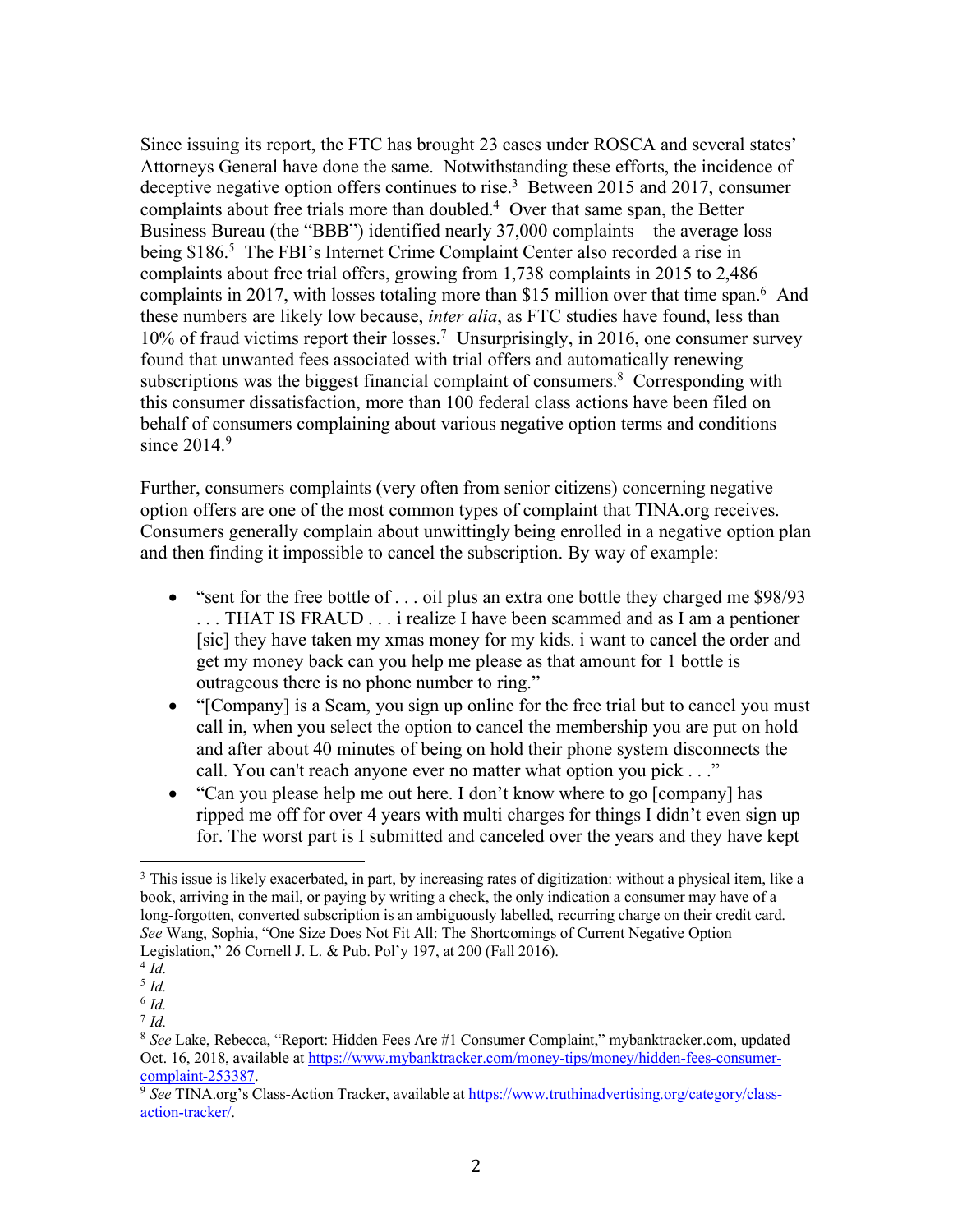Since issuing its report, the FTC has brought 23 cases under ROSCA and several states' Attorneys General have done the same. Notwithstanding these efforts, the incidence of deceptive negative option offers continues to rise.[3] Between 2015 and 2017, consumer complaints about free trials more than doubled.[4] Over that same span, the Better Business Bureau (the "BBB") identified nearly 37,000 complaints – the average loss being $186.[5] The FBI's Internet Crime Complaint Center also recorded a rise in complaints about free trial offers, growing from 1,738 complaints in 2015 to 2,486 complaints in 2017, with losses totaling more than $15 million over that time span.[6] And these numbers are likely low because, *inter alia*, as FTC studies have found, less than 10% of fraud victims report their losses.[7] Unsurprisingly, in 2016, one consumer survey found that unwanted fees associated with trial offers and automatically renewing subscriptions was the biggest financial complaint of consumers.[8] Corresponding with this consumer dissatisfaction, more than 100 federal class actions have been filed on behalf of consumers complaining about various negative option terms and conditions since 2014.[9]

Further, consumers complaints (very often from senior citizens) concerning negative option offers are one of the most common types of complaint that TINA.org receives. Consumers generally complain about unwittingly being enrolled in a negative option plan and then finding it impossible to cancel the subscription. By way of example:

- "sent for the free bottle of . . . oil plus an extra one bottle they charged me $98/93 . . . THAT IS FRAUD . . . i realize I have been scammed and as I am a pentioner [sic] they have taken my xmas money for my kids. i want to cancel the order and get my money back can you help me please as that amount for 1 bottle is outrageous there is no phone number to ring."
- "[Company] is a Scam, you sign up online for the free trial but to cancel you must call in, when you select the option to cancel the membership you are put on hold and after about 40 minutes of being on hold their phone system disconnects the call. You can't reach anyone ever no matter what option you pick . . ."
- "Can you please help me out here. I don't know where to go [company] has ripped me off for over 4 years with multi charges for things I didn't even sign up for. The worst part is I submitted and canceled over the years and they have kept

---

[3] This issue is likely exacerbated, in part, by increasing rates of digitization: without a physical item, like a book, arriving in the mail, or paying by writing a check, the only indication a consumer may have of a long-forgotten, converted subscription is an ambiguously labelled, recurring charge on their credit card. *See* Wang, Sophia, "One Size Does Not Fit All: The Shortcomings of Current Negative Option Legislation," 26 Cornell J. L. & Pub. Pol'y 197, at 200 (Fall 2016).

[4] *Id.*

[5] *Id.*

[6] *Id.*

[7] *Id.*

[8] *See* Lake, Rebecca, "Report: Hidden Fees Are #1 Consumer Complaint," mybanktracker.com, updated Oct. 16, 2018, available at https://www.mybanktracker.com/money-tips/money/hidden-fees-consumer-complaint-253387.

[9] *See* TINA.org's Class-Action Tracker, available at https://www.truthinadvertising.org/category/class-action-tracker/.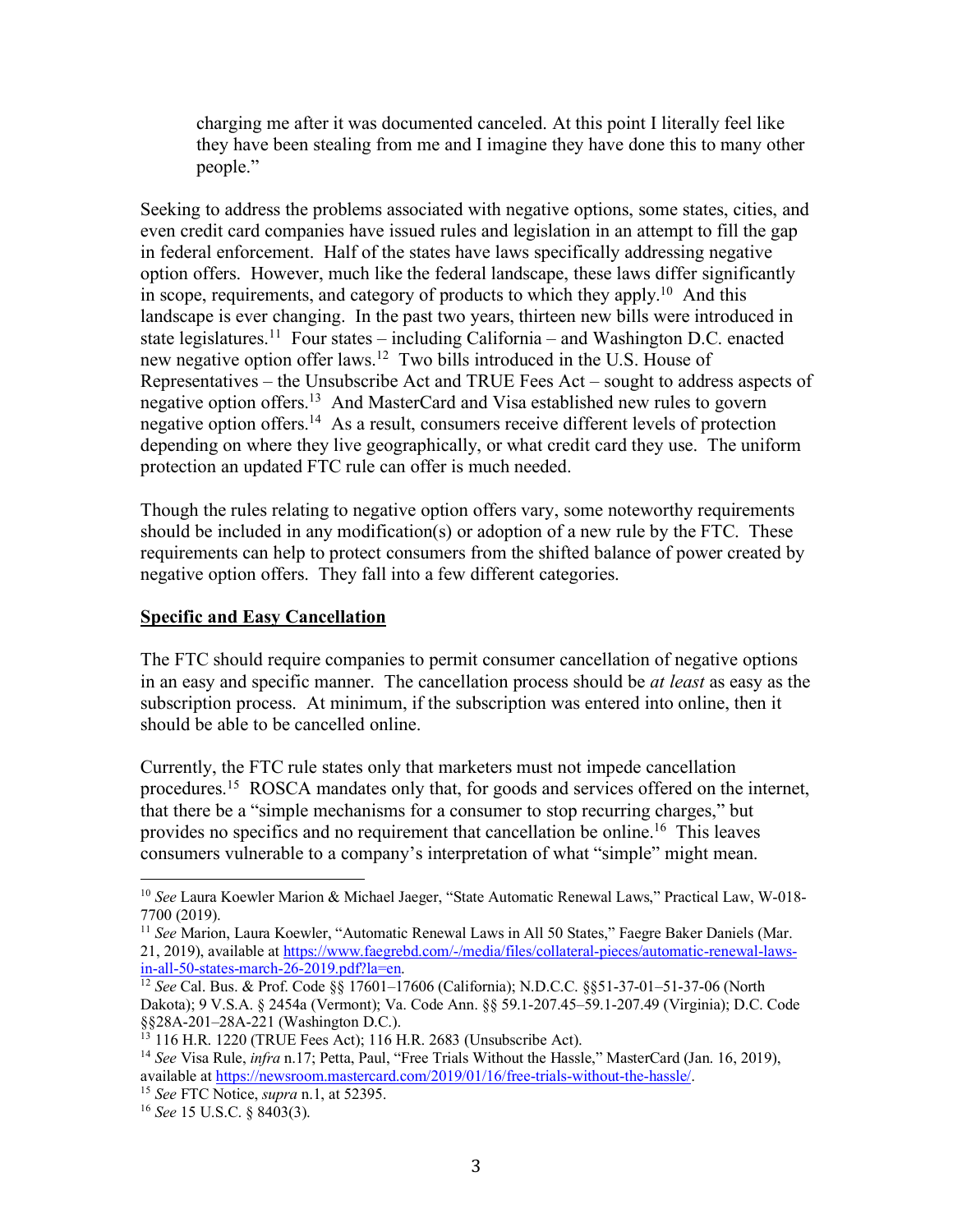charging me after it was documented canceled. At this point I literally feel like they have been stealing from me and I imagine they have done this to many other people."

Seeking to address the problems associated with negative options, some states, cities, and even credit card companies have issued rules and legislation in an attempt to fill the gap in federal enforcement. Half of the states have laws specifically addressing negative option offers. However, much like the federal landscape, these laws differ significantly in scope, requirements, and category of products to which they apply.[10] And this landscape is ever changing. In the past two years, thirteen new bills were introduced in state legislatures.[11] Four states – including California – and Washington D.C. enacted new negative option offer laws.[12] Two bills introduced in the U.S. House of Representatives – the Unsubscribe Act and TRUE Fees Act – sought to address aspects of negative option offers.[13] And MasterCard and Visa established new rules to govern negative option offers.[14] As a result, consumers receive different levels of protection depending on where they live geographically, or what credit card they use. The uniform protection an updated FTC rule can offer is much needed.

Though the rules relating to negative option offers vary, some noteworthy requirements should be included in any modification(s) or adoption of a new rule by the FTC. These requirements can help to protect consumers from the shifted balance of power created by negative option offers. They fall into a few different categories.

**Specific and Easy Cancellation**

The FTC should require companies to permit consumer cancellation of negative options in an easy and specific manner. The cancellation process should be *at least* as easy as the subscription process. At minimum, if the subscription was entered into online, then it should be able to be cancelled online.

Currently, the FTC rule states only that marketers must not impede cancellation procedures.[15] ROSCA mandates only that, for goods and services offered on the internet, that there be a "simple mechanisms for a consumer to stop recurring charges," but provides no specifics and no requirement that cancellation be online.[16] This leaves consumers vulnerable to a company's interpretation of what "simple" might mean.

---

[10] *See* Laura Koewler Marion & Michael Jaeger, "State Automatic Renewal Laws," Practical Law, W-018-7700 (2019).

[11] *See* Marion, Laura Koewler, "Automatic Renewal Laws in All 50 States," Faegre Baker Daniels (Mar. 21, 2019), available at https://www.faegrebd.com/-/media/files/collateral-pieces/automatic-renewal-laws-in-all-50-states-march-26-2019.pdf?la=en.

[12] *See* Cal. Bus. & Prof. Code §§ 17601–17606 (California); N.D.C.C. §§51-37-01–51-37-06 (North Dakota); 9 V.S.A. § 2454a (Vermont); Va. Code Ann. §§ 59.1-207.45–59.1-207.49 (Virginia); D.C. Code §§28A-201–28A-221 (Washington D.C.).

[13] 116 H.R. 1220 (TRUE Fees Act); 116 H.R. 2683 (Unsubscribe Act).

[14] *See* Visa Rule, *infra* n.17; Petta, Paul, "Free Trials Without the Hassle," MasterCard (Jan. 16, 2019), available at https://newsroom.mastercard.com/2019/01/16/free-trials-without-the-hassle/.

[15] *See* FTC Notice, *supra* n.1, at 52395.

[16] *See* 15 U.S.C. § 8403(3).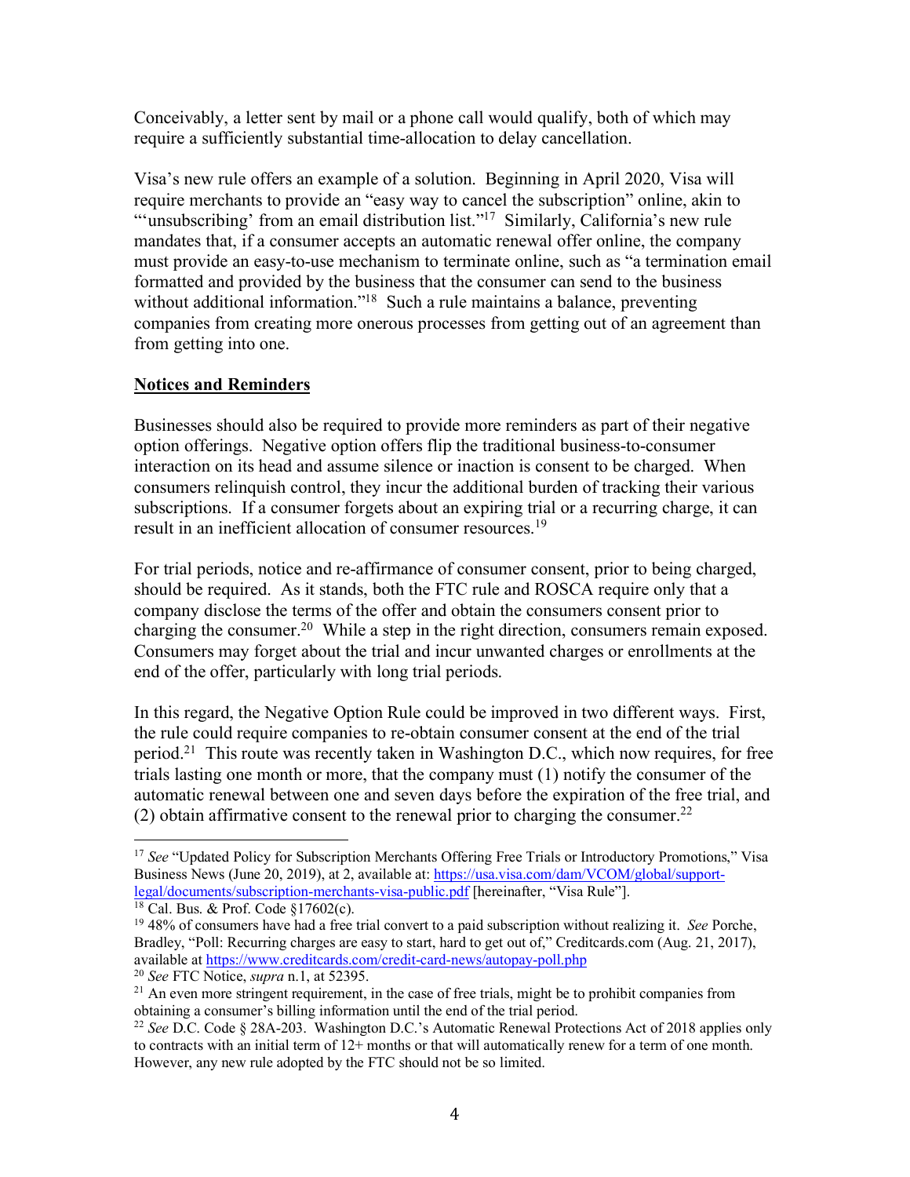Conceivably, a letter sent by mail or a phone call would qualify, both of which may require a sufficiently substantial time-allocation to delay cancellation.

Visa's new rule offers an example of a solution. Beginning in April 2020, Visa will require merchants to provide an "easy way to cancel the subscription" online, akin to "'unsubscribing' from an email distribution list."[17] Similarly, California's new rule mandates that, if a consumer accepts an automatic renewal offer online, the company must provide an easy-to-use mechanism to terminate online, such as "a termination email formatted and provided by the business that the consumer can send to the business without additional information."[18] Such a rule maintains a balance, preventing companies from creating more onerous processes from getting out of an agreement than from getting into one.

<u>**Notices and Reminders**</u>

Businesses should also be required to provide more reminders as part of their negative option offerings. Negative option offers flip the traditional business-to-consumer interaction on its head and assume silence or inaction is consent to be charged. When consumers relinquish control, they incur the additional burden of tracking their various subscriptions. If a consumer forgets about an expiring trial or a recurring charge, it can result in an inefficient allocation of consumer resources.[19]

For trial periods, notice and re-affirmance of consumer consent, prior to being charged, should be required. As it stands, both the FTC rule and ROSCA require only that a company disclose the terms of the offer and obtain the consumers consent prior to charging the consumer.[20] While a step in the right direction, consumers remain exposed. Consumers may forget about the trial and incur unwanted charges or enrollments at the end of the offer, particularly with long trial periods.

In this regard, the Negative Option Rule could be improved in two different ways. First, the rule could require companies to re-obtain consumer consent at the end of the trial period.[21] This route was recently taken in Washington D.C., which now requires, for free trials lasting one month or more, that the company must (1) notify the consumer of the automatic renewal between one and seven days before the expiration of the free trial, and (2) obtain affirmative consent to the renewal prior to charging the consumer.[22]

---

[17] *See* "Updated Policy for Subscription Merchants Offering Free Trials or Introductory Promotions," Visa Business News (June 20, 2019), at 2, available at: https://usa.visa.com/dam/VCOM/global/support-legal/documents/subscription-merchants-visa-public.pdf [hereinafter, "Visa Rule"].

[18] Cal. Bus. & Prof. Code §17602(c).

[19] 48% of consumers have had a free trial convert to a paid subscription without realizing it. *See* Porche, Bradley, "Poll: Recurring charges are easy to start, hard to get out of," Creditcards.com (Aug. 21, 2017), available at https://www.creditcards.com/credit-card-news/autopay-poll.php

[20] *See* FTC Notice, *supra* n.1, at 52395.

[21] An even more stringent requirement, in the case of free trials, might be to prohibit companies from obtaining a consumer's billing information until the end of the trial period.

[22] *See* D.C. Code § 28A-203. Washington D.C.'s Automatic Renewal Protections Act of 2018 applies only to contracts with an initial term of 12+ months or that will automatically renew for a term of one month. However, any new rule adopted by the FTC should not be so limited.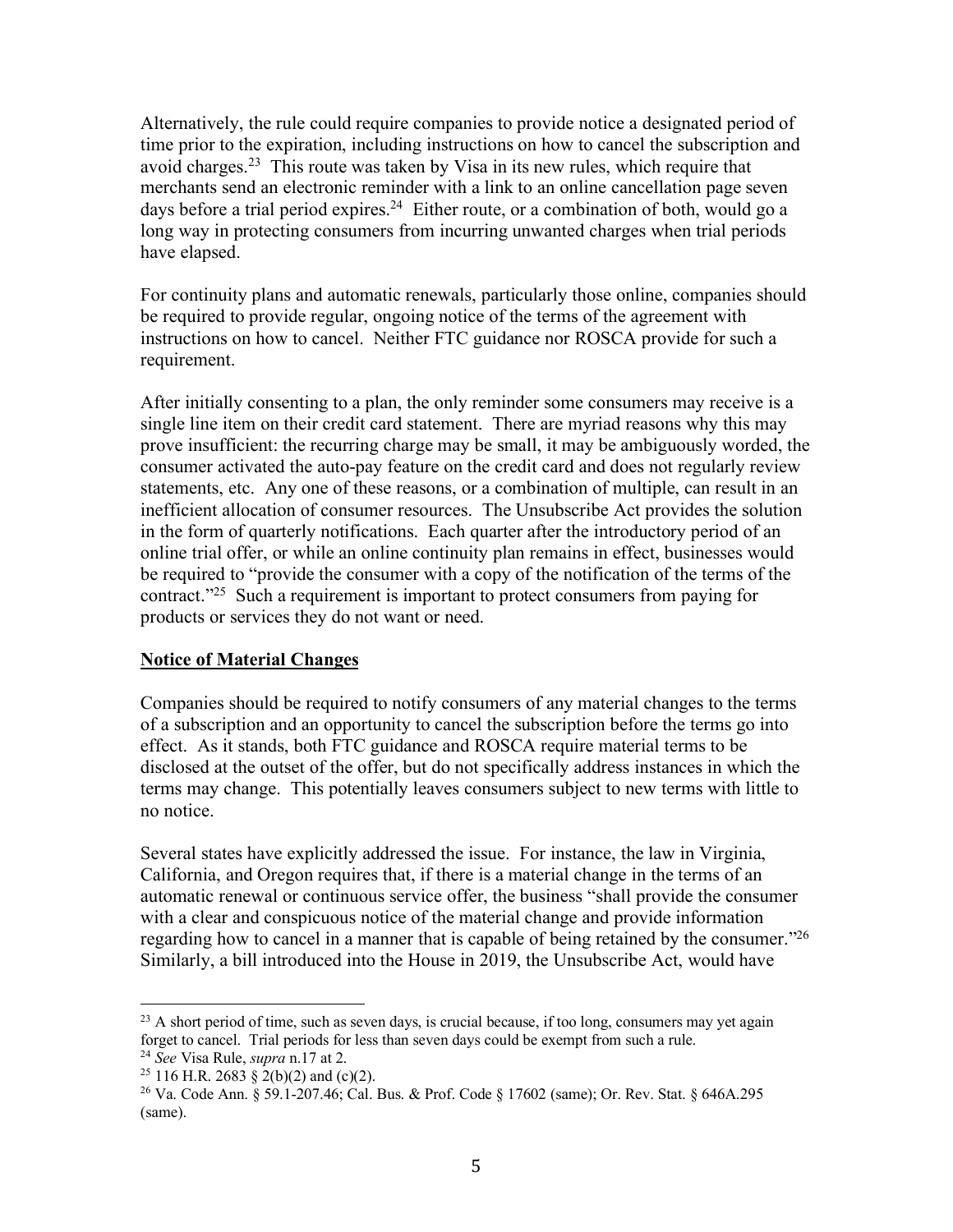Alternatively, the rule could require companies to provide notice a designated period of time prior to the expiration, including instructions on how to cancel the subscription and avoid charges.[23] This route was taken by Visa in its new rules, which require that merchants send an electronic reminder with a link to an online cancellation page seven days before a trial period expires.[24] Either route, or a combination of both, would go a long way in protecting consumers from incurring unwanted charges when trial periods have elapsed.

For continuity plans and automatic renewals, particularly those online, companies should be required to provide regular, ongoing notice of the terms of the agreement with instructions on how to cancel. Neither FTC guidance nor ROSCA provide for such a requirement.

After initially consenting to a plan, the only reminder some consumers may receive is a single line item on their credit card statement. There are myriad reasons why this may prove insufficient: the recurring charge may be small, it may be ambiguously worded, the consumer activated the auto-pay feature on the credit card and does not regularly review statements, etc. Any one of these reasons, or a combination of multiple, can result in an inefficient allocation of consumer resources. The Unsubscribe Act provides the solution in the form of quarterly notifications. Each quarter after the introductory period of an online trial offer, or while an online continuity plan remains in effect, businesses would be required to "provide the consumer with a copy of the notification of the terms of the contract."[25] Such a requirement is important to protect consumers from paying for products or services they do not want or need.

**Notice of Material Changes**

Companies should be required to notify consumers of any material changes to the terms of a subscription and an opportunity to cancel the subscription before the terms go into effect. As it stands, both FTC guidance and ROSCA require material terms to be disclosed at the outset of the offer, but do not specifically address instances in which the terms may change. This potentially leaves consumers subject to new terms with little to no notice.

Several states have explicitly addressed the issue. For instance, the law in Virginia, California, and Oregon requires that, if there is a material change in the terms of an automatic renewal or continuous service offer, the business "shall provide the consumer with a clear and conspicuous notice of the material change and provide information regarding how to cancel in a manner that is capable of being retained by the consumer."[26] Similarly, a bill introduced into the House in 2019, the Unsubscribe Act, would have

---

[23] A short period of time, such as seven days, is crucial because, if too long, consumers may yet again forget to cancel. Trial periods for less than seven days could be exempt from such a rule.

[24] *See* Visa Rule, *supra* n.17 at 2.

[25] 116 H.R. 2683 § 2(b)(2) and (c)(2).

[26] Va. Code Ann. § 59.1-207.46; Cal. Bus. & Prof. Code § 17602 (same); Or. Rev. Stat. § 646A.295 (same).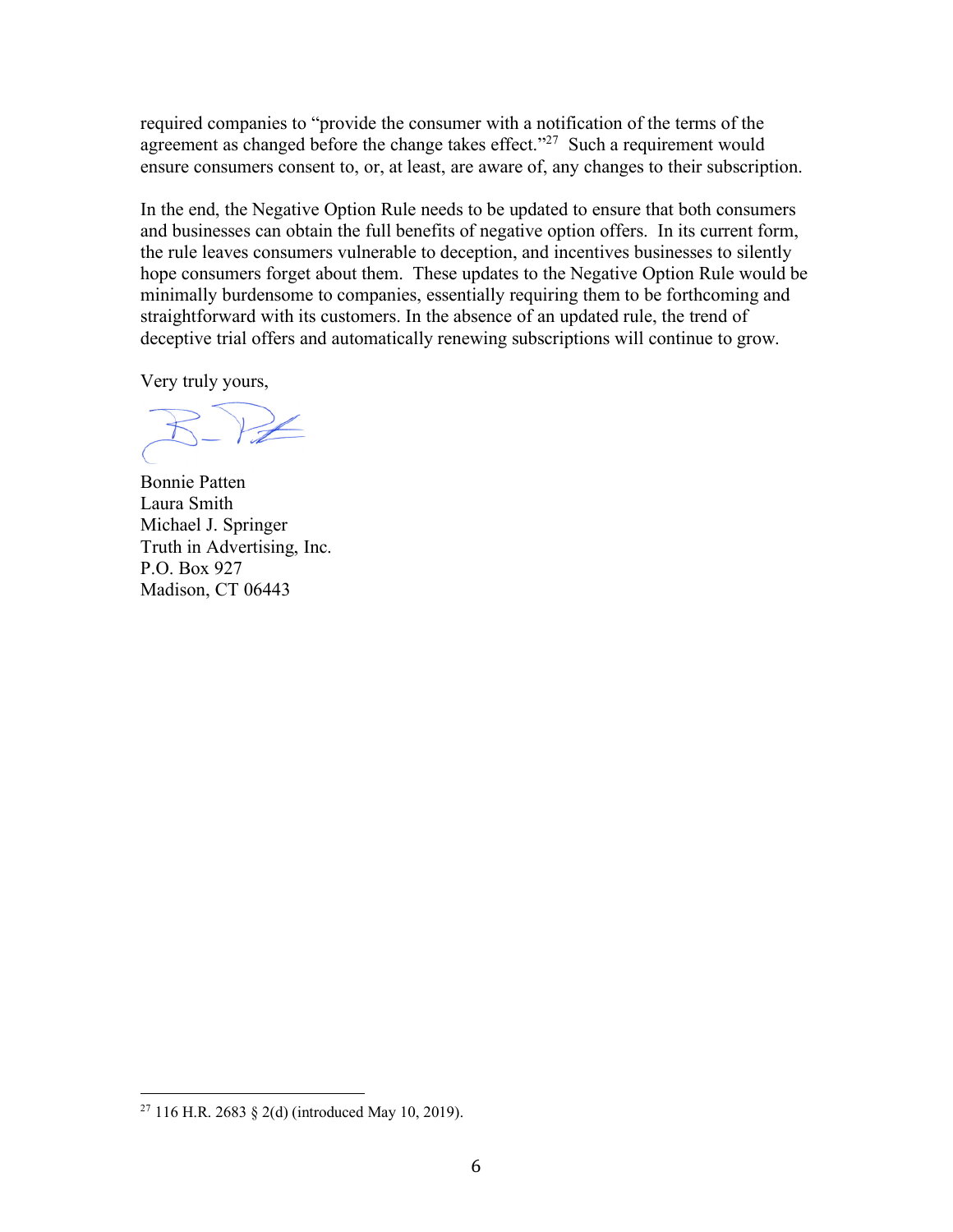required companies to "provide the consumer with a notification of the terms of the agreement as changed before the change takes effect."[27] Such a requirement would ensure consumers consent to, or, at least, are aware of, any changes to their subscription.

In the end, the Negative Option Rule needs to be updated to ensure that both consumers and businesses can obtain the full benefits of negative option offers. In its current form, the rule leaves consumers vulnerable to deception, and incentives businesses to silently hope consumers forget about them. These updates to the Negative Option Rule would be minimally burdensome to companies, essentially requiring them to be forthcoming and straightforward with its customers. In the absence of an updated rule, the trend of deceptive trial offers and automatically renewing subscriptions will continue to grow.

Very truly yours,

Bonnie Patten
Laura Smith
Michael J. Springer
Truth in Advertising, Inc.
P.O. Box 927
Madison, CT 06443

---

[27] 116 H.R. 2683 § 2(d) (introduced May 10, 2019).